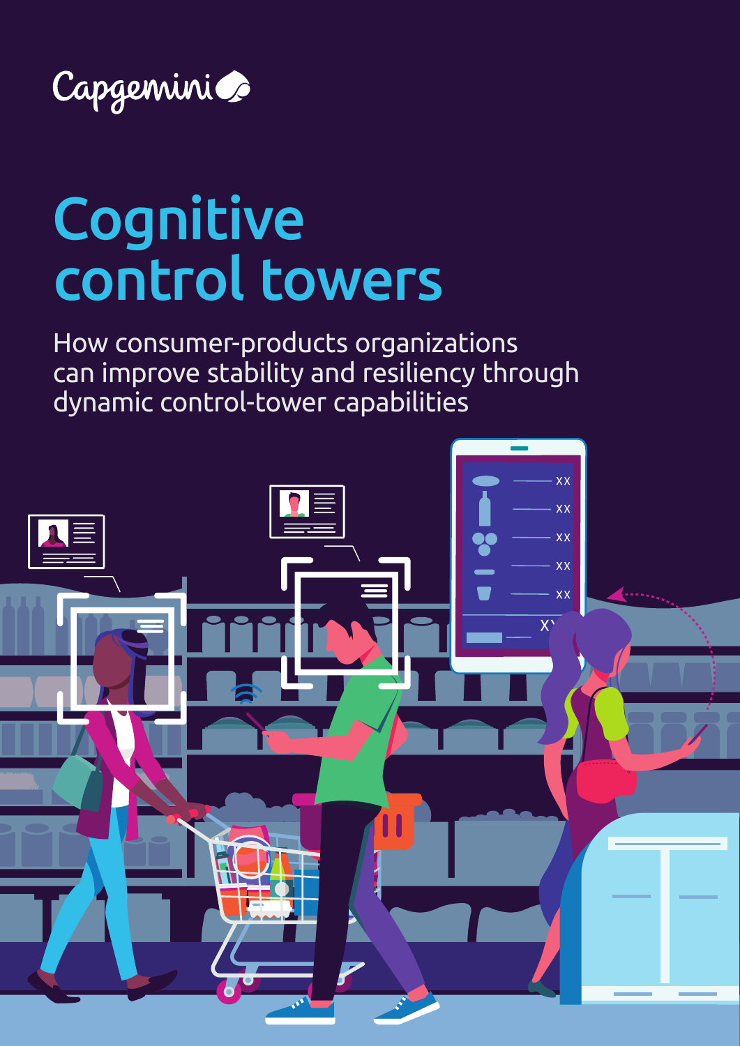Capgemini

# Cognitive control towers

How consumer-products organizations can improve stability and resiliency through dynamic control-tower capabilities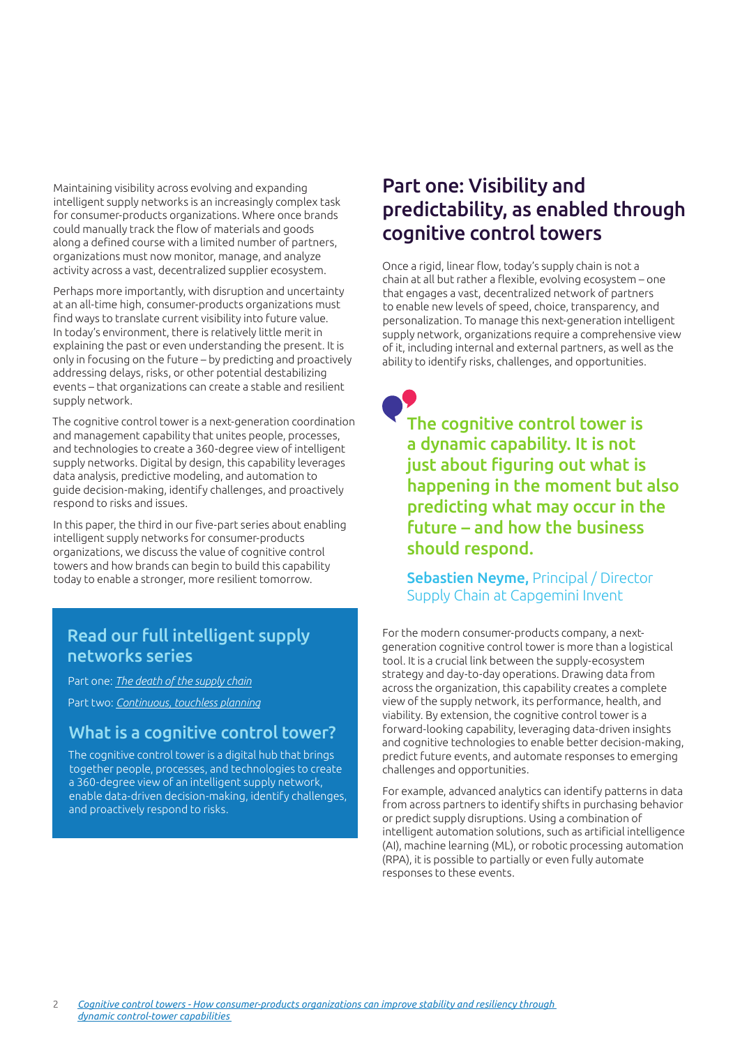Maintaining visibility across evolving and expanding intelligent supply networks is an increasingly complex task for consumer-products organizations. Where once brands could manually track the flow of materials and goods along a defined course with a limited number of partners, organizations must now monitor, manage, and analyze activity across a vast, decentralized supplier ecosystem.

Perhaps more importantly, with disruption and uncertainty at an all-time high, consumer-products organizations must find ways to translate current visibility into future value. In today's environment, there is relatively little merit in explaining the past or even understanding the present. It is only in focusing on the future – by predicting and proactively addressing delays, risks, or other potential destabilizing events – that organizations can create a stable and resilient supply network.

The cognitive control tower is a next-generation coordination and management capability that unites people, processes, and technologies to create a 360-degree view of intelligent supply networks. Digital by design, this capability leverages data analysis, predictive modeling, and automation to guide decision-making, identify challenges, and proactively respond to risks and issues.

In this paper, the third in our five-part series about enabling intelligent supply networks for consumer-products organizations, we discuss the value of cognitive control towers and how brands can begin to build this capability today to enable a stronger, more resilient tomorrow.

### Read our full intelligent supply networks series

Part one: *The death of the supply chain*

Part two: *Continuous, touchless planning*

### What is a cognitive control tower?

The cognitive control tower is a digital hub that brings together people, processes, and technologies to create a 360-degree view of an intelligent supply network, enable data-driven decision-making, identify challenges, and proactively respond to risks.

## Part one: Visibility and predictability, as enabled through cognitive control towers

Once a rigid, linear flow, today's supply chain is not a chain at all but rather a flexible, evolving ecosystem – one that engages a vast, decentralized network of partners to enable new levels of speed, choice, transparency, and personalization. To manage this next-generation intelligent supply network, organizations require a comprehensive view of it, including internal and external partners, as well as the ability to identify risks, challenges, and opportunities.

> **The cognitive control tower is a dynamic capability. It is not just about figuring out what is happening in the moment but also predicting what may occur in the future – and how the business should respond.**
>
> **Sebastien Neyme,** Principal / Director Supply Chain at Capgemini Invent

For the modern consumer-products company, a next-generation cognitive control tower is more than a logistical tool. It is a crucial link between the supply-ecosystem strategy and day-to-day operations. Drawing data from across the organization, this capability creates a complete view of the supply network, its performance, health, and viability. By extension, the cognitive control tower is a forward-looking capability, leveraging data-driven insights and cognitive technologies to enable better decision-making, predict future events, and automate responses to emerging challenges and opportunities.

For example, advanced analytics can identify patterns in data from across partners to identify shifts in purchasing behavior or predict supply disruptions. Using a combination of intelligent automation solutions, such as artificial intelligence (AI), machine learning (ML), or robotic processing automation (RPA), it is possible to partially or even fully automate responses to these events.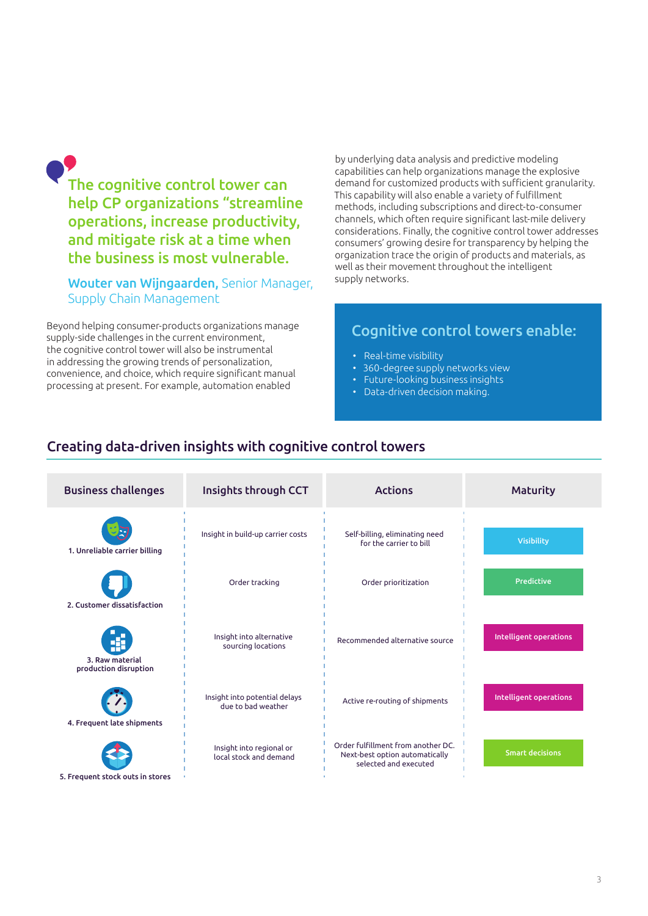> The cognitive control tower can help CP organizations "streamline operations, increase productivity, and mitigate risk at a time when the business is most vulnerable.
>
> **Wouter van Wijngaarden,** Senior Manager, Supply Chain Management

Beyond helping consumer-products organizations manage supply-side challenges in the current environment, the cognitive control tower will also be instrumental in addressing the growing trends of personalization, convenience, and choice, which require significant manual processing at present. For example, automation enabled by underlying data analysis and predictive modeling capabilities can help organizations manage the explosive demand for customized products with sufficient granularity. This capability will also enable a variety of fulfillment methods, including subscriptions and direct-to-consumer channels, which often require significant last-mile delivery considerations. Finally, the cognitive control tower addresses consumers' growing desire for transparency by helping the organization trace the origin of products and materials, as well as their movement throughout the intelligent supply networks.

### Cognitive control towers enable:

- Real-time visibility
- 360-degree supply networks view
- Future-looking business insights
- Data-driven decision making.

## Creating data-driven insights with cognitive control towers

| Business challenges | Insights through CCT | Actions | Maturity |
|---|---|---|---|
| 1. Unreliable carrier billing | Insight in build-up carrier costs | Self-billing, eliminating need for the carrier to bill | Visibility |
| 2. Customer dissatisfaction | Order tracking | Order prioritization | Predictive |
| 3. Raw material production disruption | Insight into alternative sourcing locations | Recommended alternative source | Intelligent operations |
| 4. Frequent late shipments | Insight into potential delays due to bad weather | Active re-routing of shipments | Intelligent operations |
| 5. Frequent stock outs in stores | Insight into regional or local stock and demand | Order fulfillment from another DC. Next-best option automatically selected and executed | Smart decisions |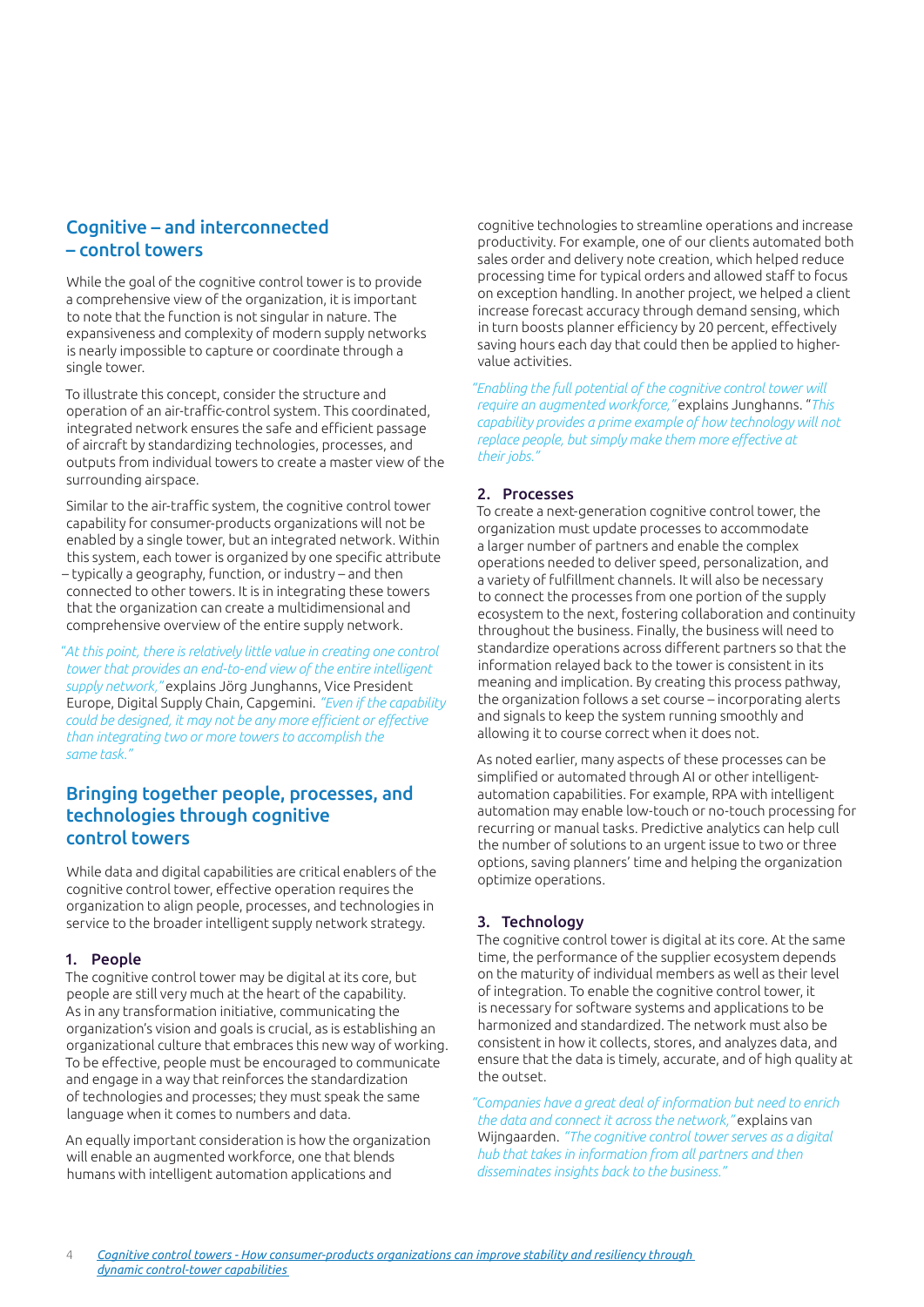## Cognitive – and interconnected – control towers

While the goal of the cognitive control tower is to provide a comprehensive view of the organization, it is important to note that the function is not singular in nature. The expansiveness and complexity of modern supply networks is nearly impossible to capture or coordinate through a single tower.

To illustrate this concept, consider the structure and operation of an air-traffic-control system. This coordinated, integrated network ensures the safe and efficient passage of aircraft by standardizing technologies, processes, and outputs from individual towers to create a master view of the surrounding airspace.

Similar to the air-traffic system, the cognitive control tower capability for consumer-products organizations will not be enabled by a single tower, but an integrated network. Within this system, each tower is organized by one specific attribute – typically a geography, function, or industry – and then connected to other towers. It is in integrating these towers that the organization can create a multidimensional and comprehensive overview of the entire supply network.

*"At this point, there is relatively little value in creating one control tower that provides an end-to-end view of the entire intelligent supply network,"* explains Jörg Junghanns, Vice President Europe, Digital Supply Chain, Capgemini. *"Even if the capability could be designed, it may not be any more efficient or effective than integrating two or more towers to accomplish the same task."*

## Bringing together people, processes, and technologies through cognitive control towers

While data and digital capabilities are critical enablers of the cognitive control tower, effective operation requires the organization to align people, processes, and technologies in service to the broader intelligent supply network strategy.

### 1. People

The cognitive control tower may be digital at its core, but people are still very much at the heart of the capability. As in any transformation initiative, communicating the organization's vision and goals is crucial, as is establishing an organizational culture that embraces this new way of working. To be effective, people must be encouraged to communicate and engage in a way that reinforces the standardization of technologies and processes; they must speak the same language when it comes to numbers and data.

An equally important consideration is how the organization will enable an augmented workforce, one that blends humans with intelligent automation applications and cognitive technologies to streamline operations and increase productivity. For example, one of our clients automated both sales order and delivery note creation, which helped reduce processing time for typical orders and allowed staff to focus on exception handling. In another project, we helped a client increase forecast accuracy through demand sensing, which in turn boosts planner efficiency by 20 percent, effectively saving hours each day that could then be applied to higher-value activities.

*"Enabling the full potential of the cognitive control tower will require an augmented workforce,"* explains Junghanns. "*This capability provides a prime example of how technology will not replace people, but simply make them more effective at their jobs."*

### 2. Processes

To create a next-generation cognitive control tower, the organization must update processes to accommodate a larger number of partners and enable the complex operations needed to deliver speed, personalization, and a variety of fulfillment channels. It will also be necessary to connect the processes from one portion of the supply ecosystem to the next, fostering collaboration and continuity throughout the business. Finally, the business will need to standardize operations across different partners so that the information relayed back to the tower is consistent in its meaning and implication. By creating this process pathway, the organization follows a set course – incorporating alerts and signals to keep the system running smoothly and allowing it to course correct when it does not.

As noted earlier, many aspects of these processes can be simplified or automated through AI or other intelligent-automation capabilities. For example, RPA with intelligent automation may enable low-touch or no-touch processing for recurring or manual tasks. Predictive analytics can help cull the number of solutions to an urgent issue to two or three options, saving planners' time and helping the organization optimize operations.

### 3. Technology

The cognitive control tower is digital at its core. At the same time, the performance of the supplier ecosystem depends on the maturity of individual members as well as their level of integration. To enable the cognitive control tower, it is necessary for software systems and applications to be harmonized and standardized. The network must also be consistent in how it collects, stores, and analyzes data, and ensure that the data is timely, accurate, and of high quality at the outset.

*"Companies have a great deal of information but need to enrich the data and connect it across the network,"* explains van Wijngaarden. *"The cognitive control tower serves as a digital hub that takes in information from all partners and then disseminates insights back to the business."*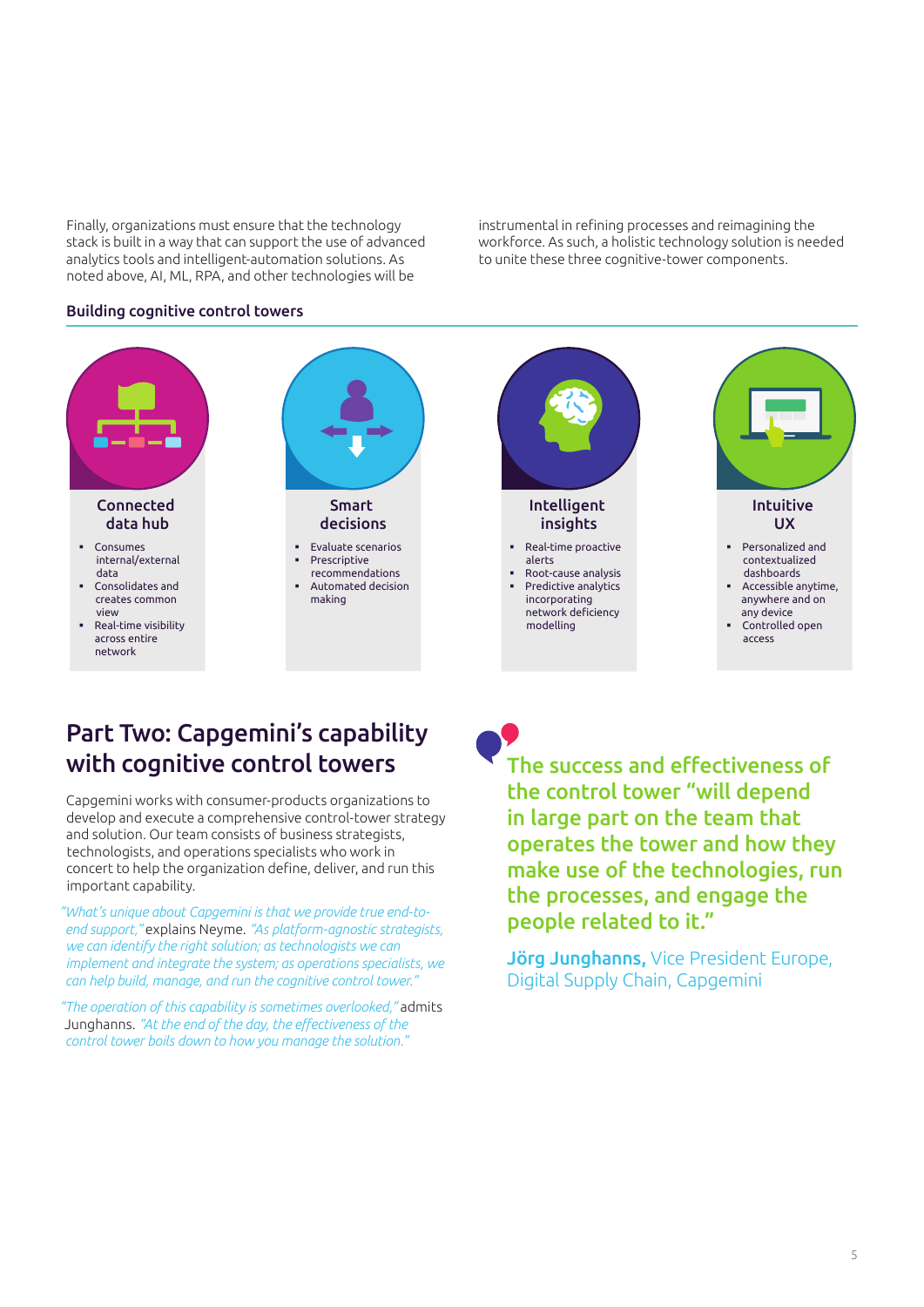Finally, organizations must ensure that the technology stack is built in a way that can support the use of advanced analytics tools and intelligent-automation solutions. As noted above, AI, ML, RPA, and other technologies will be instrumental in refining processes and reimagining the workforce. As such, a holistic technology solution is needed to unite these three cognitive-tower components.

### Building cognitive control towers

**Connected data hub**

- Consumes internal/external data
- Consolidates and creates common view
- Real-time visibility across entire network

**Smart decisions**

- Evaluate scenarios
- Prescriptive recommendations
- Automated decision making

**Intelligent insights**

- Real-time proactive alerts
- Root-cause analysis
- Predictive analytics incorporating network deficiency modelling

**Intuitive UX**

- Personalized and contextualized dashboards
- Accessible anytime, anywhere and on any device
- Controlled open access

## Part Two: Capgemini's capability with cognitive control towers

Capgemini works with consumer-products organizations to develop and execute a comprehensive control-tower strategy and solution. Our team consists of business strategists, technologists, and operations specialists who work in concert to help the organization define, deliver, and run this important capability.

*"What's unique about Capgemini is that we provide true end-to-end support,"* explains Neyme. *"As platform-agnostic strategists, we can identify the right solution; as technologists we can implement and integrate the system; as operations specialists, we can help build, manage, and run the cognitive control tower."*

*"The operation of this capability is sometimes overlooked,"* admits Junghanns. *"At the end of the day, the effectiveness of the control tower boils down to how you manage the solution."*

> **The success and effectiveness of the control tower "will depend in large part on the team that operates the tower and how they make use of the technologies, run the processes, and engage the people related to it."**
>
> **Jörg Junghanns,** Vice President Europe, Digital Supply Chain, Capgemini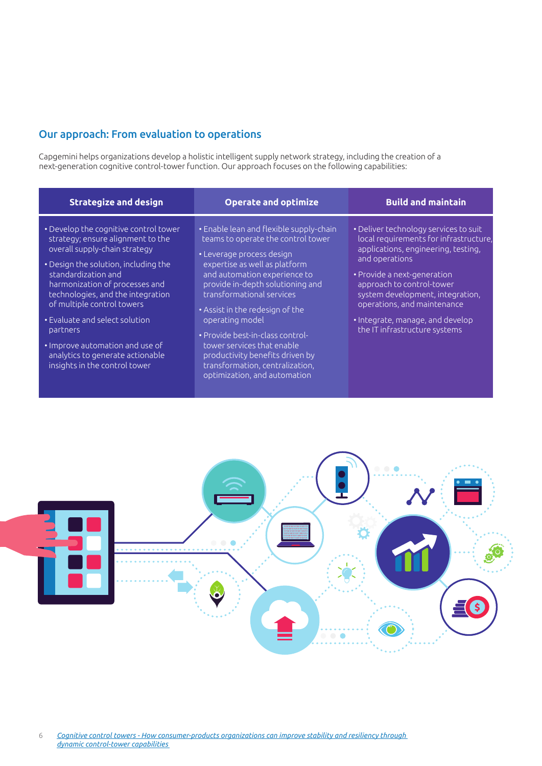## Our approach: From evaluation to operations

Capgemini helps organizations develop a holistic intelligent supply network strategy, including the creation of a next-generation cognitive control-tower function. Our approach focuses on the following capabilities:

| Strategize and design | Operate and optimize | Build and maintain |
|---|---|---|
| • Develop the cognitive control tower strategy; ensure alignment to the overall supply-chain strategy<br>• Design the solution, including the standardization and harmonization of processes and technologies, and the integration of multiple control towers<br>• Evaluate and select solution partners<br>• Improve automation and use of analytics to generate actionable insights in the control tower | • Enable lean and flexible supply-chain teams to operate the control tower<br>• Leverage process design expertise as well as platform and automation experience to provide in-depth solutioning and transformational services<br>• Assist in the redesign of the operating model<br>• Provide best-in-class control-tower services that enable productivity benefits driven by transformation, centralization, optimization, and automation | • Deliver technology services to suit local requirements for infrastructure, applications, engineering, testing, and operations<br>• Provide a next-generation approach to control-tower system development, integration, operations, and maintenance<br>• Integrate, manage, and develop the IT infrastructure systems |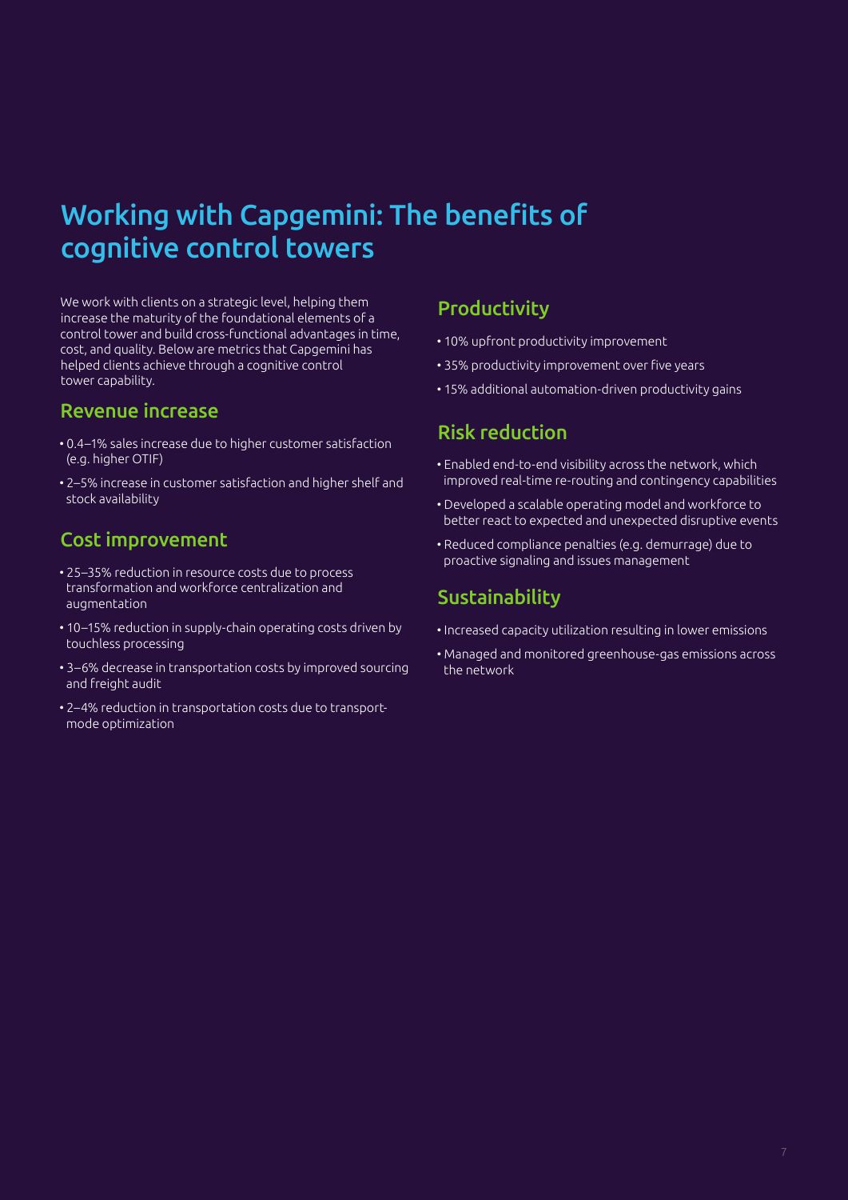# Working with Capgemini: The benefits of cognitive control towers

We work with clients on a strategic level, helping them increase the maturity of the foundational elements of a control tower and build cross-functional advantages in time, cost, and quality. Below are metrics that Capgemini has helped clients achieve through a cognitive control tower capability.

## Revenue increase

- 0.4–1% sales increase due to higher customer satisfaction (e.g. higher OTIF)
- 2–5% increase in customer satisfaction and higher shelf and stock availability

## Cost improvement

- 25–35% reduction in resource costs due to process transformation and workforce centralization and augmentation
- 10–15% reduction in supply-chain operating costs driven by touchless processing
- 3–6% decrease in transportation costs by improved sourcing and freight audit
- 2–4% reduction in transportation costs due to transport-mode optimization

## Productivity

- 10% upfront productivity improvement
- 35% productivity improvement over five years
- 15% additional automation-driven productivity gains

## Risk reduction

- Enabled end-to-end visibility across the network, which improved real-time re-routing and contingency capabilities
- Developed a scalable operating model and workforce to better react to expected and unexpected disruptive events
- Reduced compliance penalties (e.g. demurrage) due to proactive signaling and issues management

## Sustainability

- Increased capacity utilization resulting in lower emissions
- Managed and monitored greenhouse-gas emissions across the network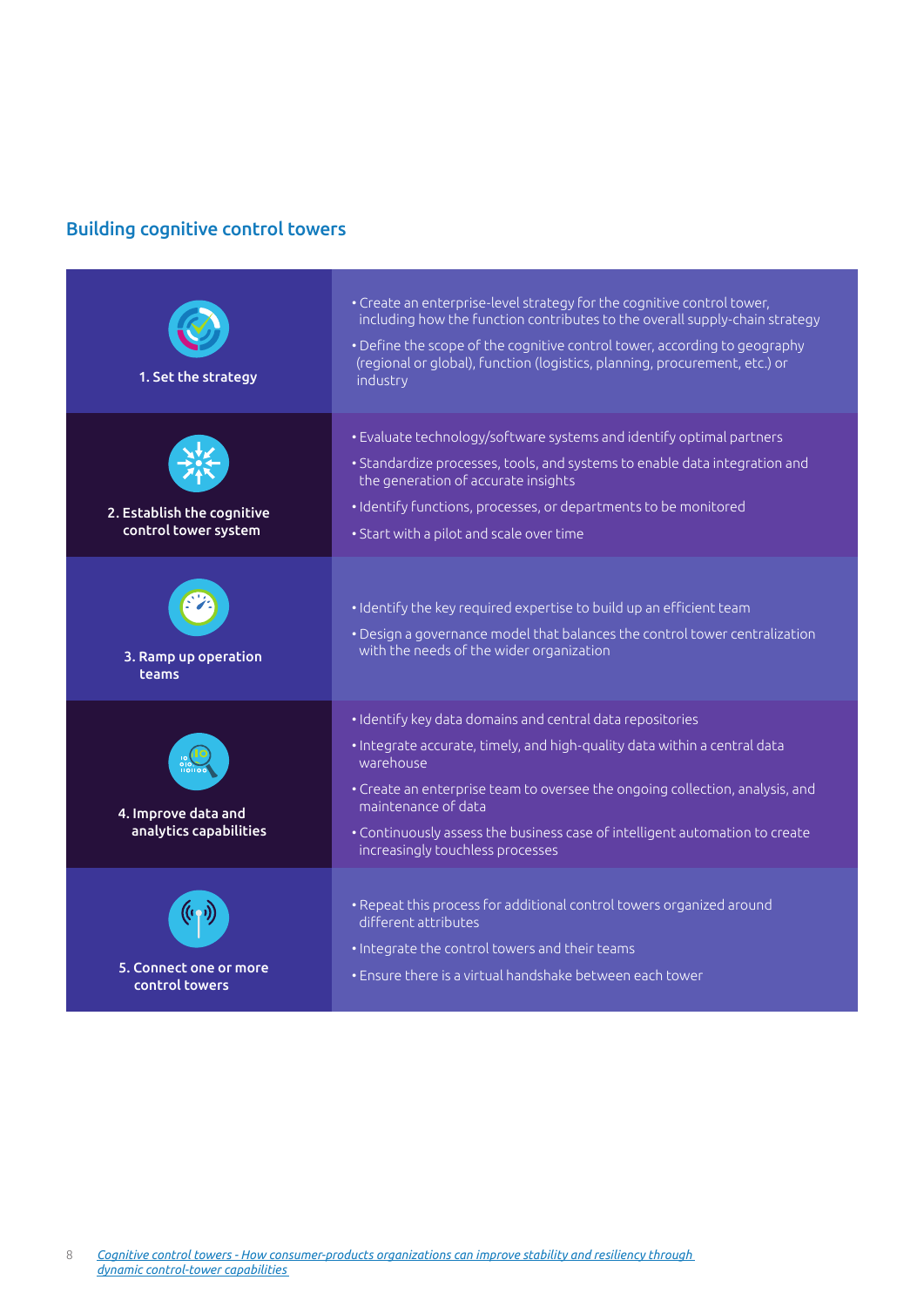## Building cognitive control towers

| Step | Actions |
|---|---|
| 1. Set the strategy | • Create an enterprise-level strategy for the cognitive control tower, including how the function contributes to the overall supply-chain strategy<br>• Define the scope of the cognitive control tower, according to geography (regional or global), function (logistics, planning, procurement, etc.) or industry |
| 2. Establish the cognitive control tower system | • Evaluate technology/software systems and identify optimal partners<br>• Standardize processes, tools, and systems to enable data integration and the generation of accurate insights<br>• Identify functions, processes, or departments to be monitored<br>• Start with a pilot and scale over time |
| 3. Ramp up operation teams | • Identify the key required expertise to build up an efficient team<br>• Design a governance model that balances the control tower centralization with the needs of the wider organization |
| 4. Improve data and analytics capabilities | • Identify key data domains and central data repositories<br>• Integrate accurate, timely, and high-quality data within a central data warehouse<br>• Create an enterprise team to oversee the ongoing collection, analysis, and maintenance of data<br>• Continuously assess the business case of intelligent automation to create increasingly touchless processes |
| 5. Connect one or more control towers | • Repeat this process for additional control towers organized around different attributes<br>• Integrate the control towers and their teams<br>• Ensure there is a virtual handshake between each tower |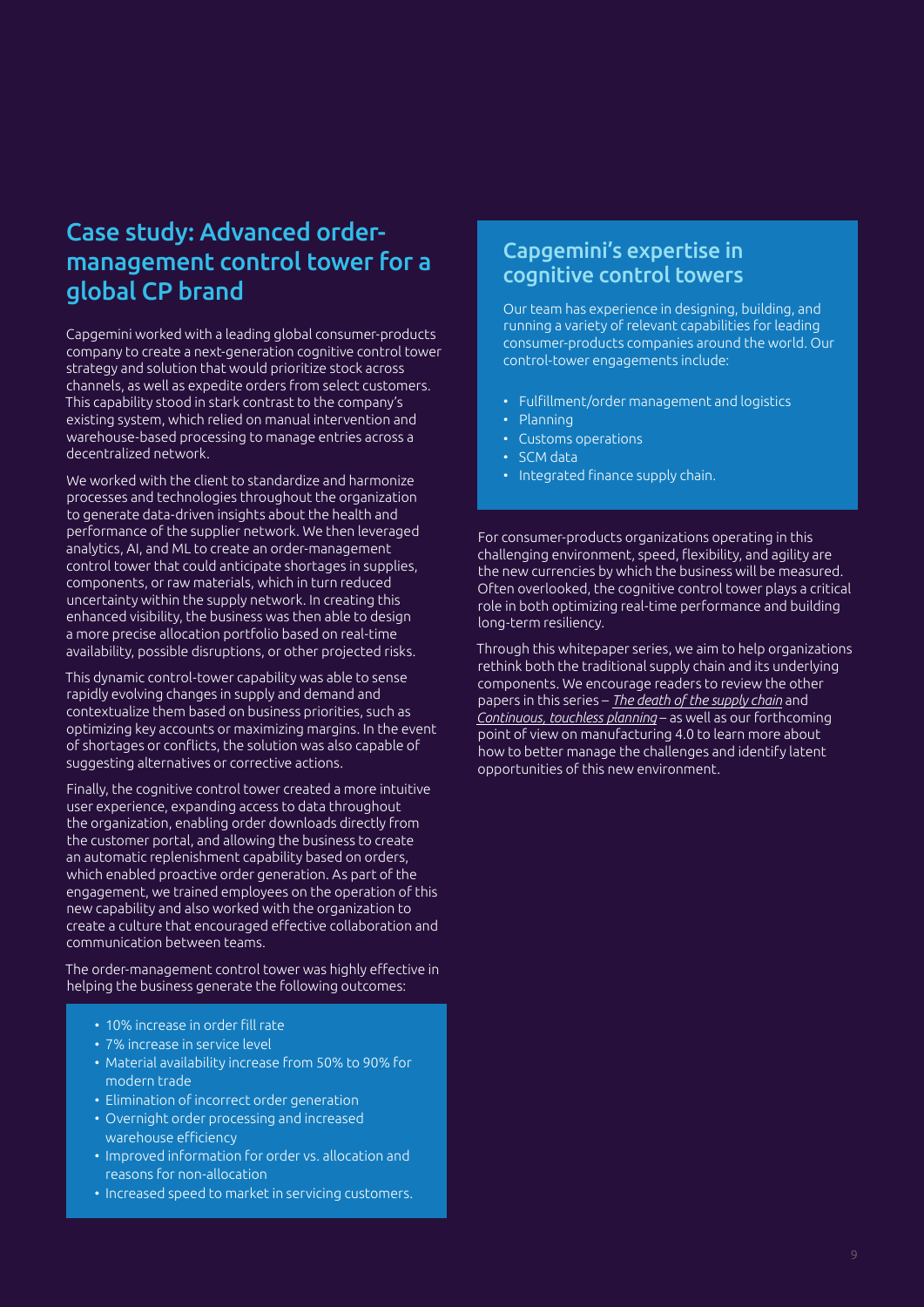## Case study: Advanced order-management control tower for a global CP brand

Capgemini worked with a leading global consumer-products company to create a next-generation cognitive control tower strategy and solution that would prioritize stock across channels, as well as expedite orders from select customers. This capability stood in stark contrast to the company's existing system, which relied on manual intervention and warehouse-based processing to manage entries across a decentralized network.

We worked with the client to standardize and harmonize processes and technologies throughout the organization to generate data-driven insights about the health and performance of the supplier network. We then leveraged analytics, AI, and ML to create an order-management control tower that could anticipate shortages in supplies, components, or raw materials, which in turn reduced uncertainty within the supply network. In creating this enhanced visibility, the business was then able to design a more precise allocation portfolio based on real-time availability, possible disruptions, or other projected risks.

This dynamic control-tower capability was able to sense rapidly evolving changes in supply and demand and contextualize them based on business priorities, such as optimizing key accounts or maximizing margins. In the event of shortages or conflicts, the solution was also capable of suggesting alternatives or corrective actions.

Finally, the cognitive control tower created a more intuitive user experience, expanding access to data throughout the organization, enabling order downloads directly from the customer portal, and allowing the business to create an automatic replenishment capability based on orders, which enabled proactive order generation. As part of the engagement, we trained employees on the operation of this new capability and also worked with the organization to create a culture that encouraged effective collaboration and communication between teams.

The order-management control tower was highly effective in helping the business generate the following outcomes:

- 10% increase in order fill rate
- 7% increase in service level
- Material availability increase from 50% to 90% for modern trade
- Elimination of incorrect order generation
- Overnight order processing and increased warehouse efficiency
- Improved information for order vs. allocation and reasons for non-allocation
- Increased speed to market in servicing customers.

## Capgemini's expertise in cognitive control towers

Our team has experience in designing, building, and running a variety of relevant capabilities for leading consumer-products companies around the world. Our control-tower engagements include:

- Fulfillment/order management and logistics
- Planning
- Customs operations
- SCM data
- Integrated finance supply chain.

For consumer-products organizations operating in this challenging environment, speed, flexibility, and agility are the new currencies by which the business will be measured. Often overlooked, the cognitive control tower plays a critical role in both optimizing real-time performance and building long-term resiliency.

Through this whitepaper series, we aim to help organizations rethink both the traditional supply chain and its underlying components. We encourage readers to review the other papers in this series – *The death of the supply chain* and *Continuous, touchless planning* – as well as our forthcoming point of view on manufacturing 4.0 to learn more about how to better manage the challenges and identify latent opportunities of this new environment.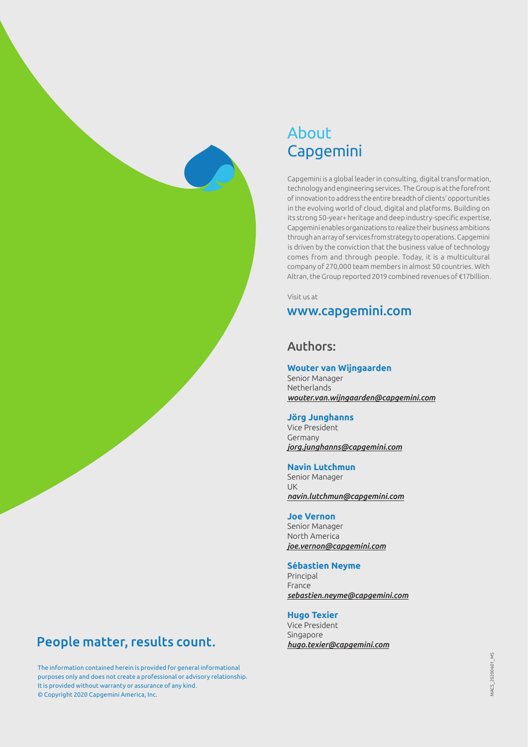## About Capgemini

Capgemini is a global leader in consulting, digital transformation, technology and engineering services. The Group is at the forefront of innovation to address the entire breadth of clients' opportunities in the evolving world of cloud, digital and platforms. Building on its strong 50-year+ heritage and deep industry-specific expertise, Capgemini enables organizations to realize their business ambitions through an array of services from strategy to operations. Capgemini is driven by the conviction that the business value of technology comes from and through people. Today, it is a multicultural company of 270,000 team members in almost 50 countries. With Altran, the Group reported 2019 combined revenues of €17billion.

Visit us at

**www.capgemini.com**

## Authors:

**Wouter van Wijngaarden**
Senior Manager
Netherlands
*wouter.van.wijngaarden@capgemini.com*

**Jörg Junghanns**
Vice President
Germany
*jorg.junghanns@capgemini.com*

**Navin Lutchmun**
Senior Manager
UK
*navin.lutchmun@capgemini.com*

**Joe Vernon**
Senior Manager
North America
*joe.vernon@capgemini.com*

**Sébastien Neyme**
Principal
France
*sebastien.neyme@capgemini.com*

**Hugo Texier**
Vice President
Singapore
*hugo.texier@capgemini.com*

People matter, results count.

The information contained herein is provided for general informational purposes only and does not create a professional or advisory relationship. It is provided without warranty or assurance of any kind.
© Copyright 2020 Capgemini America, Inc.

MACS_20200601_MS